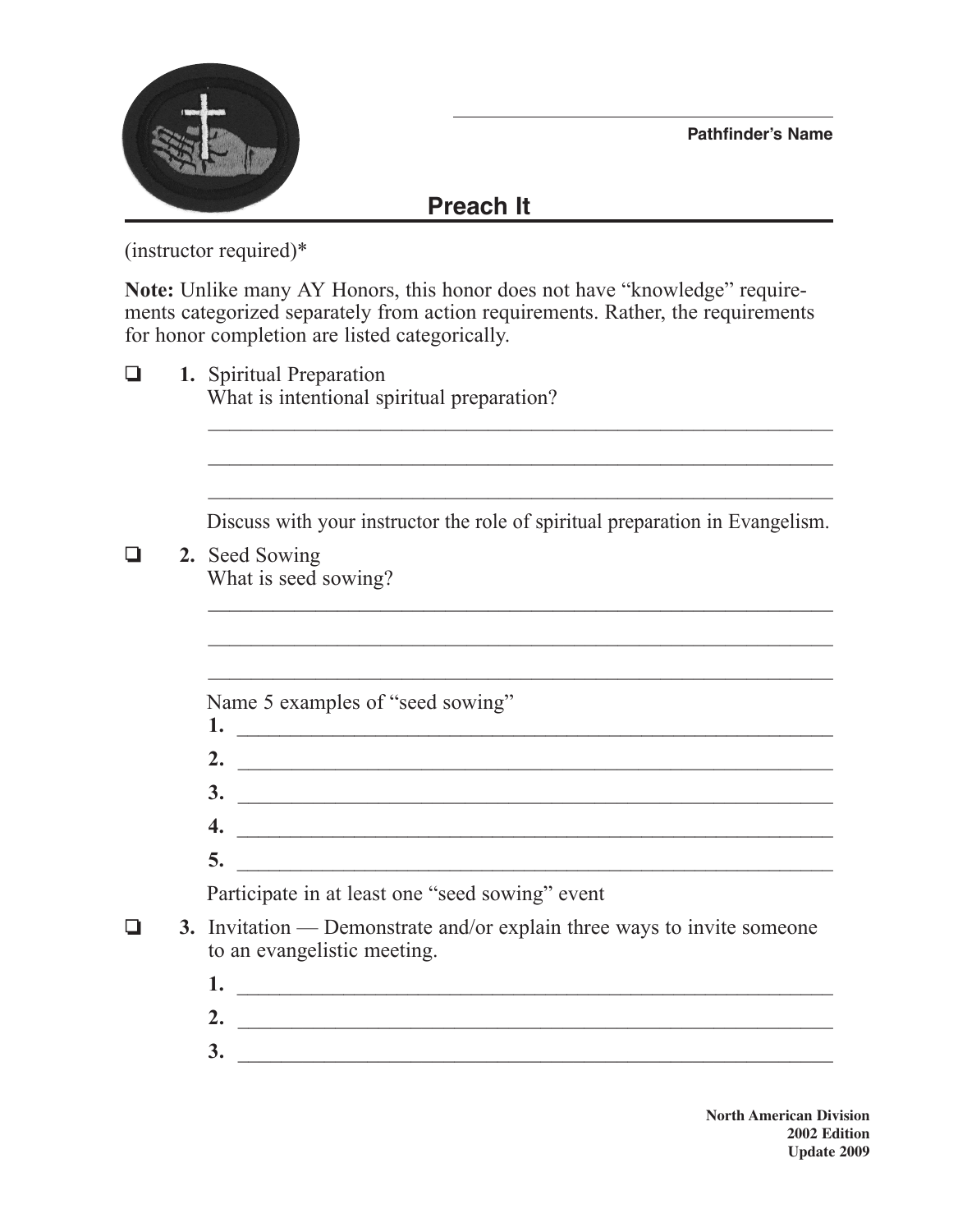Pathfinder's Name

# Preach It

(instructor required)*

**Note:** Unlike many AY Honors, this honor does not have "knowledge" requirements categorized separately from action requirements. Rather, the requirements for honor completion are listed categorically.

- [ ] **1.** Spiritual Preparation
  What is intentional spiritual preparation?

  \_\_\_\_\_\_\_\_\_\_\_\_\_\_\_\_\_\_\_\_\_\_\_\_\_\_\_\_\_\_\_\_\_\_\_\_\_\_\_\_

  \_\_\_\_\_\_\_\_\_\_\_\_\_\_\_\_\_\_\_\_\_\_\_\_\_\_\_\_\_\_\_\_\_\_\_\_\_\_\_\_

  \_\_\_\_\_\_\_\_\_\_\_\_\_\_\_\_\_\_\_\_\_\_\_\_\_\_\_\_\_\_\_\_\_\_\_\_\_\_\_\_

  Discuss with your instructor the role of spiritual preparation in Evangelism.

- [ ] **2.** Seed Sowing
  What is seed sowing?

  \_\_\_\_\_\_\_\_\_\_\_\_\_\_\_\_\_\_\_\_\_\_\_\_\_\_\_\_\_\_\_\_\_\_\_\_\_\_\_\_

  \_\_\_\_\_\_\_\_\_\_\_\_\_\_\_\_\_\_\_\_\_\_\_\_\_\_\_\_\_\_\_\_\_\_\_\_\_\_\_\_

  \_\_\_\_\_\_\_\_\_\_\_\_\_\_\_\_\_\_\_\_\_\_\_\_\_\_\_\_\_\_\_\_\_\_\_\_\_\_\_\_

  Name 5 examples of "seed sowing"

  **1.** \_\_\_\_\_\_\_\_\_\_\_\_\_\_\_\_\_\_\_\_\_\_\_\_\_\_\_\_\_\_\_\_\_\_\_\_\_\_

  **2.** \_\_\_\_\_\_\_\_\_\_\_\_\_\_\_\_\_\_\_\_\_\_\_\_\_\_\_\_\_\_\_\_\_\_\_\_\_\_

  **3.** \_\_\_\_\_\_\_\_\_\_\_\_\_\_\_\_\_\_\_\_\_\_\_\_\_\_\_\_\_\_\_\_\_\_\_\_\_\_

  **4.** \_\_\_\_\_\_\_\_\_\_\_\_\_\_\_\_\_\_\_\_\_\_\_\_\_\_\_\_\_\_\_\_\_\_\_\_\_\_

  **5.** \_\_\_\_\_\_\_\_\_\_\_\_\_\_\_\_\_\_\_\_\_\_\_\_\_\_\_\_\_\_\_\_\_\_\_\_\_\_

  Participate in at least one "seed sowing" event

- [ ] **3.** Invitation — Demonstrate and/or explain three ways to invite someone to an evangelistic meeting.

  **1.** \_\_\_\_\_\_\_\_\_\_\_\_\_\_\_\_\_\_\_\_\_\_\_\_\_\_\_\_\_\_\_\_\_\_\_\_\_\_

  **2.** \_\_\_\_\_\_\_\_\_\_\_\_\_\_\_\_\_\_\_\_\_\_\_\_\_\_\_\_\_\_\_\_\_\_\_\_\_\_

  **3.** \_\_\_\_\_\_\_\_\_\_\_\_\_\_\_\_\_\_\_\_\_\_\_\_\_\_\_\_\_\_\_\_\_\_\_\_\_\_

**North American Division**
**2002 Edition**
**Update 2009**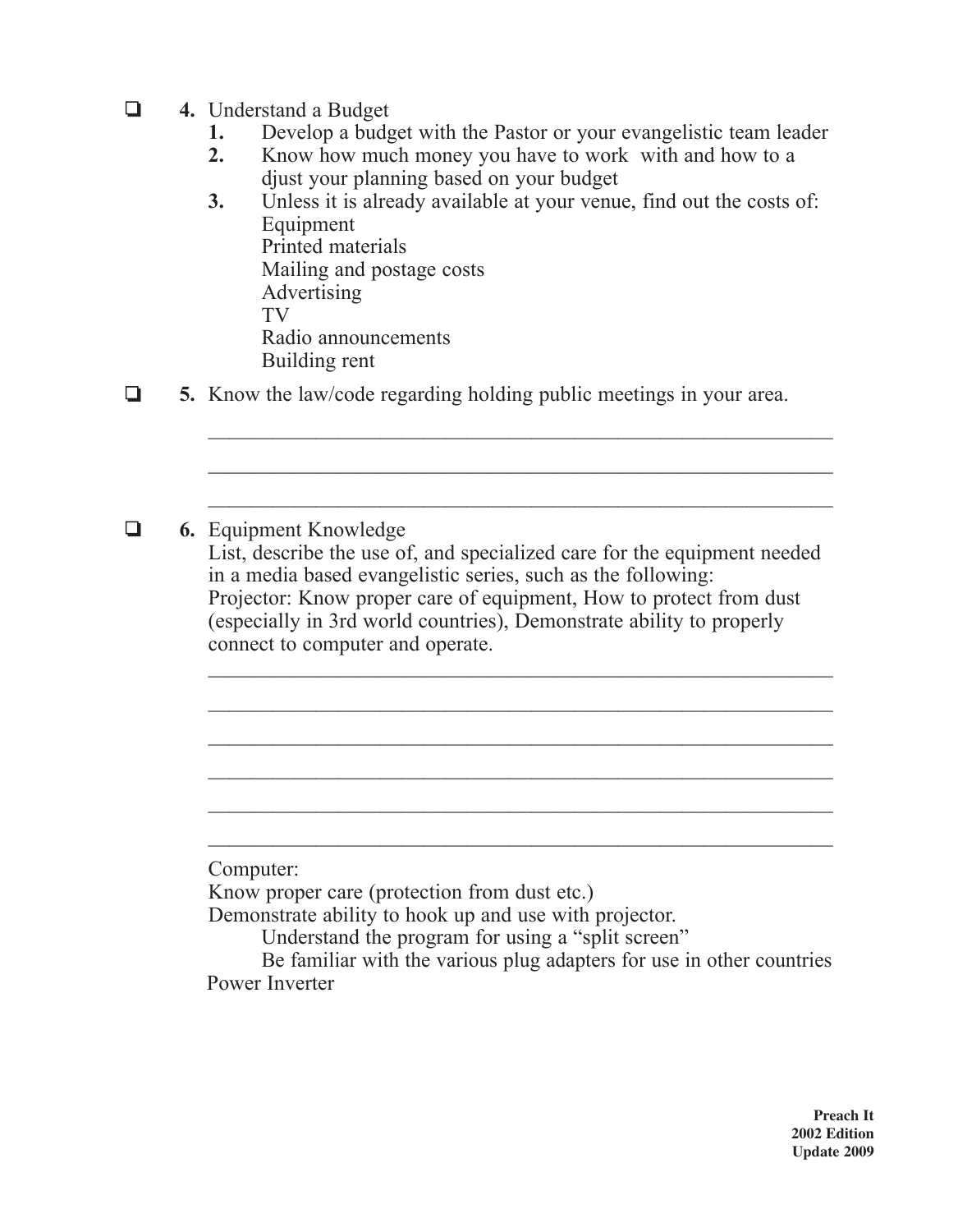- ❑ **4.** Understand a Budget
  1. Develop a budget with the Pastor or your evangelistic team leader
  2. Know how much money you have to work with and how to a djust your planning based on your budget
  3. Unless it is already available at your venue, find out the costs of:
     Equipment
     Printed materials
     Mailing and postage costs
     Advertising
     TV
     Radio announcements
     Building rent

- ❑ **5.** Know the law/code regarding holding public meetings in your area.

  \_\_\_\_\_\_\_\_\_\_\_\_\_\_\_\_\_\_\_\_\_\_\_\_\_\_\_\_\_\_\_\_\_\_\_\_\_\_\_\_\_\_\_\_\_\_\_\_\_\_\_\_\_\_\_\_\_\_

  \_\_\_\_\_\_\_\_\_\_\_\_\_\_\_\_\_\_\_\_\_\_\_\_\_\_\_\_\_\_\_\_\_\_\_\_\_\_\_\_\_\_\_\_\_\_\_\_\_\_\_\_\_\_\_\_\_\_

  \_\_\_\_\_\_\_\_\_\_\_\_\_\_\_\_\_\_\_\_\_\_\_\_\_\_\_\_\_\_\_\_\_\_\_\_\_\_\_\_\_\_\_\_\_\_\_\_\_\_\_\_\_\_\_\_\_\_

- ❑ **6.** Equipment Knowledge
  List, describe the use of, and specialized care for the equipment needed in a media based evangelistic series, such as the following:
  Projector: Know proper care of equipment, How to protect from dust (especially in 3rd world countries), Demonstrate ability to properly connect to computer and operate.

  \_\_\_\_\_\_\_\_\_\_\_\_\_\_\_\_\_\_\_\_\_\_\_\_\_\_\_\_\_\_\_\_\_\_\_\_\_\_\_\_\_\_\_\_\_\_\_\_\_\_\_\_\_\_\_\_\_\_

  \_\_\_\_\_\_\_\_\_\_\_\_\_\_\_\_\_\_\_\_\_\_\_\_\_\_\_\_\_\_\_\_\_\_\_\_\_\_\_\_\_\_\_\_\_\_\_\_\_\_\_\_\_\_\_\_\_\_

  \_\_\_\_\_\_\_\_\_\_\_\_\_\_\_\_\_\_\_\_\_\_\_\_\_\_\_\_\_\_\_\_\_\_\_\_\_\_\_\_\_\_\_\_\_\_\_\_\_\_\_\_\_\_\_\_\_\_

  \_\_\_\_\_\_\_\_\_\_\_\_\_\_\_\_\_\_\_\_\_\_\_\_\_\_\_\_\_\_\_\_\_\_\_\_\_\_\_\_\_\_\_\_\_\_\_\_\_\_\_\_\_\_\_\_\_\_

  \_\_\_\_\_\_\_\_\_\_\_\_\_\_\_\_\_\_\_\_\_\_\_\_\_\_\_\_\_\_\_\_\_\_\_\_\_\_\_\_\_\_\_\_\_\_\_\_\_\_\_\_\_\_\_\_\_\_

  \_\_\_\_\_\_\_\_\_\_\_\_\_\_\_\_\_\_\_\_\_\_\_\_\_\_\_\_\_\_\_\_\_\_\_\_\_\_\_\_\_\_\_\_\_\_\_\_\_\_\_\_\_\_\_\_\_\_

  Computer:
  Know proper care (protection from dust etc.)
  Demonstrate ability to hook up and use with projector.
  - Understand the program for using a "split screen"
  - Be familiar with the various plug adapters for use in other countries

  Power Inverter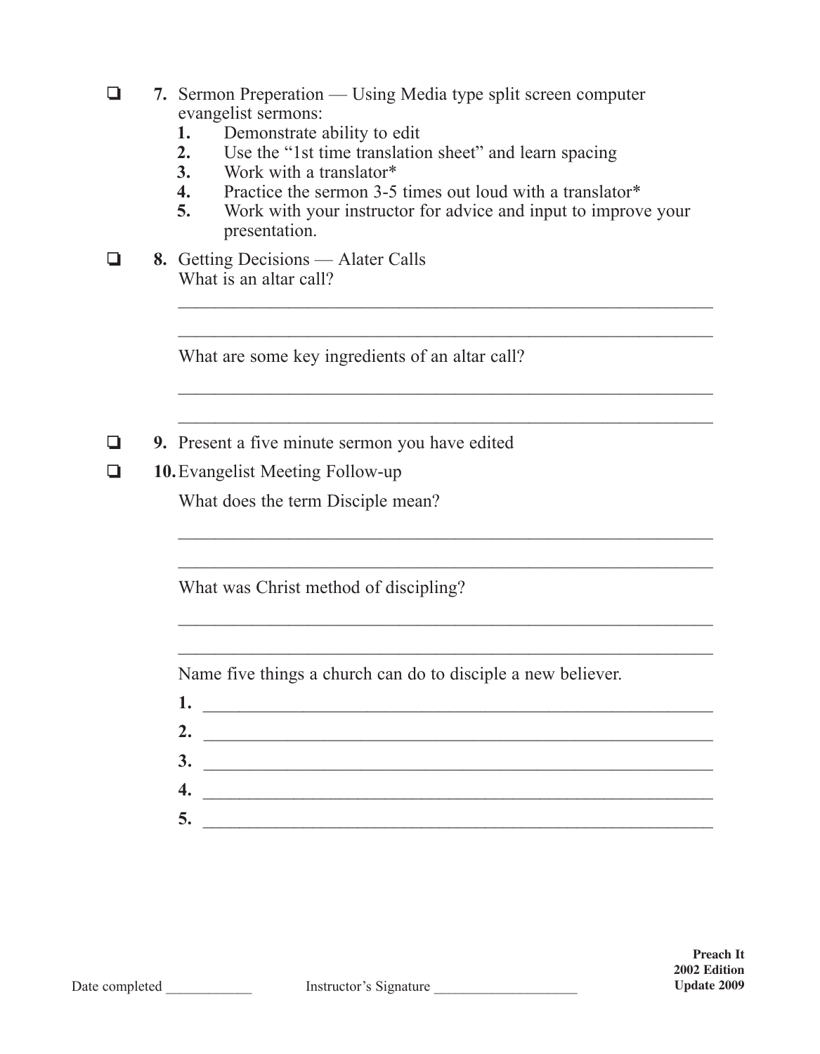- ❑ **7.** Sermon Preperation — Using Media type split screen computer evangelist sermons:
  1. Demonstrate ability to edit
  2. Use the "1st time translation sheet" and learn spacing
  3. Work with a translator*
  4. Practice the sermon 3-5 times out loud with a translator*
  5. Work with your instructor for advice and input to improve your presentation.

- ❑ **8.** Getting Decisions — Alater Calls

  What is an altar call?

  ____________________________________________________________

  ____________________________________________________________

  What are some key ingredients of an altar call?

  ____________________________________________________________

  ____________________________________________________________

- ❑ **9.** Present a five minute sermon you have edited

- ❑ **10.** Evangelist Meeting Follow-up

  What does the term Disciple mean?

  ____________________________________________________________

  ____________________________________________________________

  What was Christ method of discipling?

  ____________________________________________________________

  ____________________________________________________________

  Name five things a church can do to disciple a new believer.

  **1.** ________________________________________________________

  **2.** ________________________________________________________

  **3.** ________________________________________________________

  **4.** ________________________________________________________

  **5.** ________________________________________________________

Date completed ____________ Instructor's Signature ____________________

**Preach It**
**2002 Edition**
**Update 2009**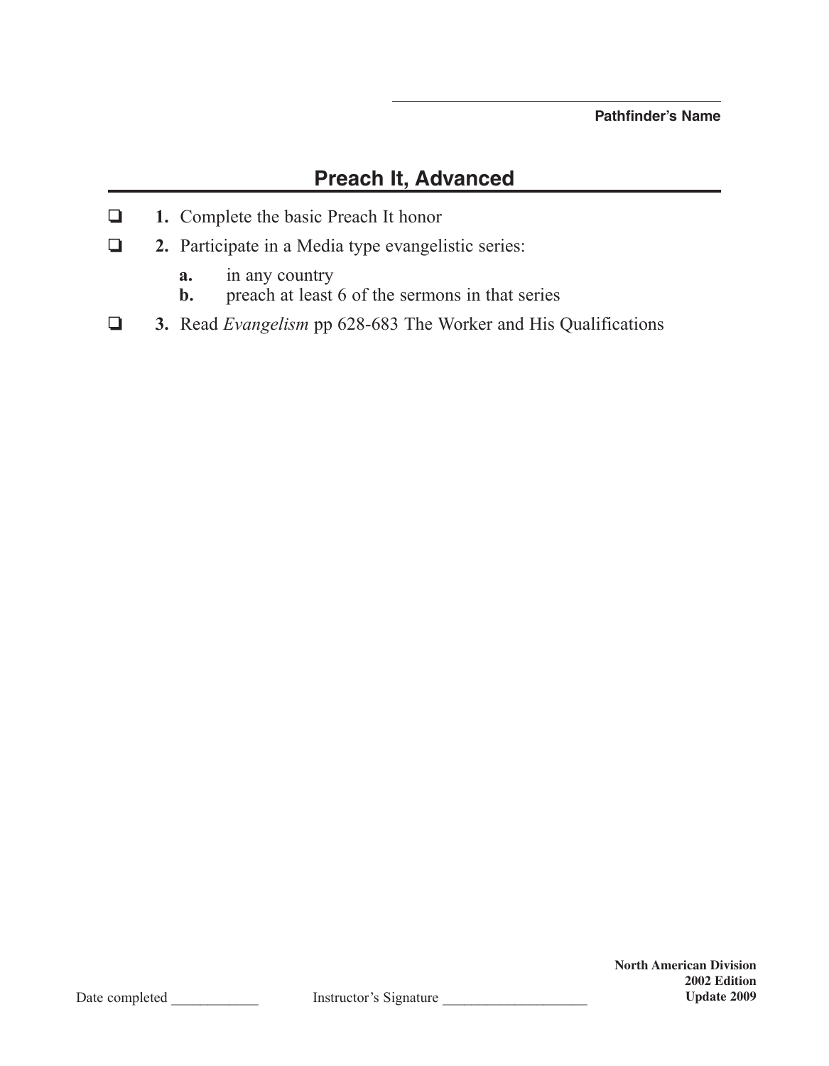Pathfinder's Name

## Preach It, Advanced

- ☐ **1.** Complete the basic Preach It honor
- ☐ **2.** Participate in a Media type evangelistic series:
  - **a.** in any country
  - **b.** preach at least 6 of the sermons in that series
- ☐ **3.** Read *Evangelism* pp 628-683 The Worker and His Qualifications

Date completed ____________ Instructor's Signature ____________________

**North American Division**
**2002 Edition**
**Update 2009**